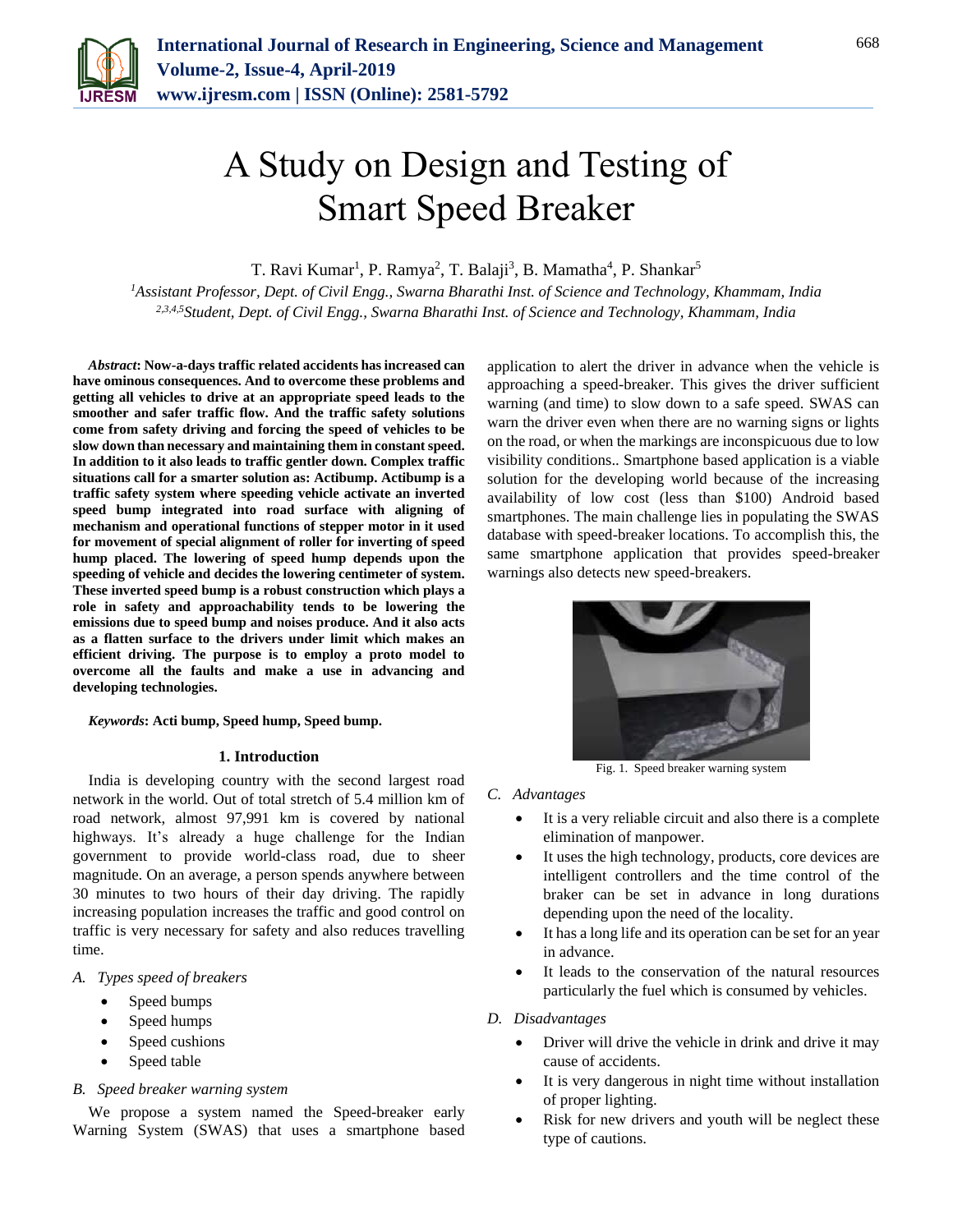# A Study on Design and Testing of Smart Speed Breaker

T. Ravi Kumar[1], P. Ramya[2], T. Balaji[3], B. Mamatha[4], P. Shankar[5]

[1]*Assistant Professor, Dept. of Civil Engg., Swarna Bharathi Inst. of Science and Technology, Khammam, India*
[2,3,4,5]*Student, Dept. of Civil Engg., Swarna Bharathi Inst. of Science and Technology, Khammam, India*

***Abstract*: Now-a-days traffic related accidents has increased can have ominous consequences. And to overcome these problems and getting all vehicles to drive at an appropriate speed leads to the smoother and safer traffic flow. And the traffic safety solutions come from safety driving and forcing the speed of vehicles to be slow down than necessary and maintaining them in constant speed. In addition to it also leads to traffic gentler down. Complex traffic situations call for a smarter solution as: Actibump. Actibump is a traffic safety system where speeding vehicle activate an inverted speed bump integrated into road surface with aligning of mechanism and operational functions of stepper motor in it used for movement of special alignment of roller for inverting of speed hump placed. The lowering of speed hump depends upon the speeding of vehicle and decides the lowering centimeter of system. These inverted speed bump is a robust construction which plays a role in safety and approachability tends to be lowering the emissions due to speed bump and noises produce. And it also acts as a flatten surface to the drivers under limit which makes an efficient driving. The purpose is to employ a proto model to overcome all the faults and make a use in advancing and developing technologies.**

***Keywords*: Acti bump, Speed hump, Speed bump.**

## 1. Introduction

India is developing country with the second largest road network in the world. Out of total stretch of 5.4 million km of road network, almost 97,991 km is covered by national highways. It's already a huge challenge for the Indian government to provide world-class road, due to sheer magnitude. On an average, a person spends anywhere between 30 minutes to two hours of their day driving. The rapidly increasing population increases the traffic and good control on traffic is very necessary for safety and also reduces travelling time.

### *A. Types speed of breakers*

- Speed bumps
- Speed humps
- Speed cushions
- Speed table

### *B. Speed breaker warning system*

We propose a system named the Speed-breaker early Warning System (SWAS) that uses a smartphone based application to alert the driver in advance when the vehicle is approaching a speed-breaker. This gives the driver sufficient warning (and time) to slow down to a safe speed. SWAS can warn the driver even when there are no warning signs or lights on the road, or when the markings are inconspicuous due to low visibility conditions.. Smartphone based application is a viable solution for the developing world because of the increasing availability of low cost (less than $100) Android based smartphones. The main challenge lies in populating the SWAS database with speed-breaker locations. To accomplish this, the same smartphone application that provides speed-breaker warnings also detects new speed-breakers.

Fig. 1. Speed breaker warning system

### *C. Advantages*

- It is a very reliable circuit and also there is a complete elimination of manpower.
- It uses the high technology, products, core devices are intelligent controllers and the time control of the braker can be set in advance in long durations depending upon the need of the locality.
- It has a long life and its operation can be set for an year in advance.
- It leads to the conservation of the natural resources particularly the fuel which is consumed by vehicles.

### *D. Disadvantages*

- Driver will drive the vehicle in drink and drive it may cause of accidents.
- It is very dangerous in night time without installation of proper lighting.
- Risk for new drivers and youth will be neglect these type of cautions.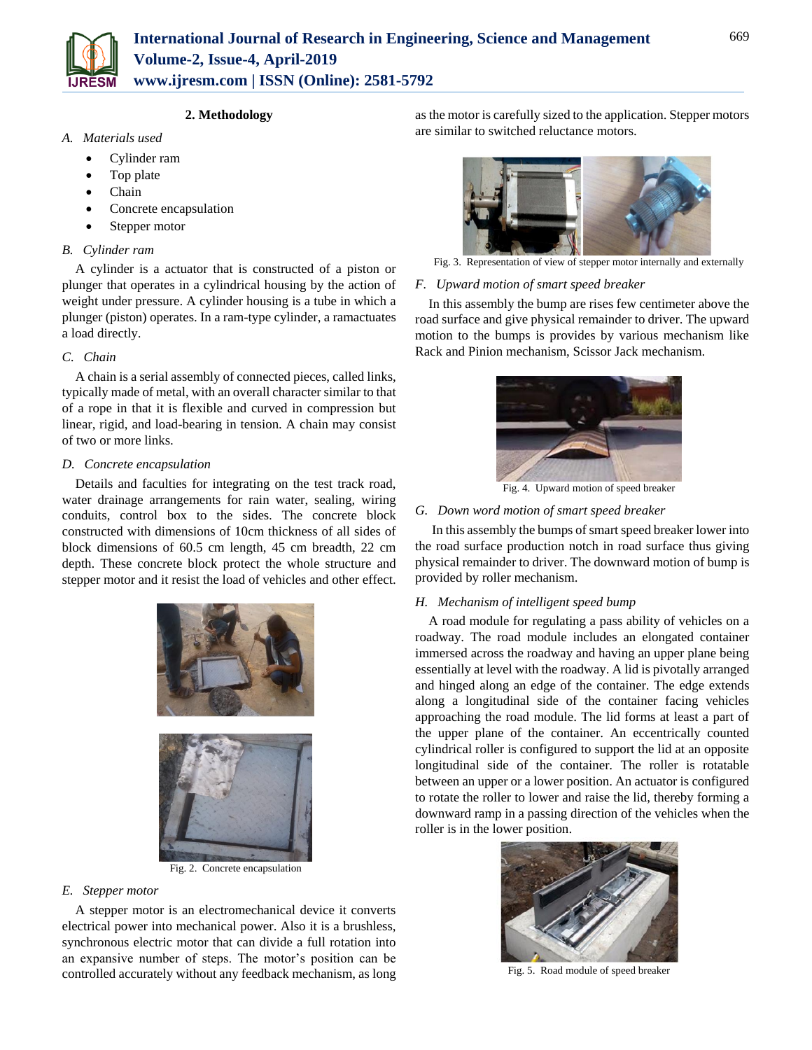## 2. Methodology

### *A. Materials used*

- Cylinder ram
- Top plate
- Chain
- Concrete encapsulation
- Stepper motor

### *B. Cylinder ram*

A cylinder is a actuator that is constructed of a piston or plunger that operates in a cylindrical housing by the action of weight under pressure. A cylinder housing is a tube in which a plunger (piston) operates. In a ram-type cylinder, a ramactuates a load directly.

### *C. Chain*

A chain is a serial assembly of connected pieces, called links, typically made of metal, with an overall character similar to that of a rope in that it is flexible and curved in compression but linear, rigid, and load-bearing in tension. A chain may consist of two or more links.

### *D. Concrete encapsulation*

Details and faculties for integrating on the test track road, water drainage arrangements for rain water, sealing, wiring conduits, control box to the sides. The concrete block constructed with dimensions of 10cm thickness of all sides of block dimensions of 60.5 cm length, 45 cm breadth, 22 cm depth. These concrete block protect the whole structure and stepper motor and it resist the load of vehicles and other effect.

Fig. 2. Concrete encapsulation

### *E. Stepper motor*

A stepper motor is an electromechanical device it converts electrical power into mechanical power. Also it is a brushless, synchronous electric motor that can divide a full rotation into an expansive number of steps. The motor's position can be controlled accurately without any feedback mechanism, as long as the motor is carefully sized to the application. Stepper motors are similar to switched reluctance motors.

Fig. 3. Representation of view of stepper motor internally and externally

### *F. Upward motion of smart speed breaker*

In this assembly the bump are rises few centimeter above the road surface and give physical remainder to driver. The upward motion to the bumps is provides by various mechanism like Rack and Pinion mechanism, Scissor Jack mechanism.

Fig. 4. Upward motion of speed breaker

### *G. Down word motion of smart speed breaker*

In this assembly the bumps of smart speed breaker lower into the road surface production notch in road surface thus giving physical remainder to driver. The downward motion of bump is provided by roller mechanism.

### *H. Mechanism of intelligent speed bump*

A road module for regulating a pass ability of vehicles on a roadway. The road module includes an elongated container immersed across the roadway and having an upper plane being essentially at level with the roadway. A lid is pivotally arranged and hinged along an edge of the container. The edge extends along a longitudinal side of the container facing vehicles approaching the road module. The lid forms at least a part of the upper plane of the container. An eccentrically counted cylindrical roller is configured to support the lid at an opposite longitudinal side of the container. The roller is rotatable between an upper or a lower position. An actuator is configured to rotate the roller to lower and raise the lid, thereby forming a downward ramp in a passing direction of the vehicles when the roller is in the lower position.

Fig. 5. Road module of speed breaker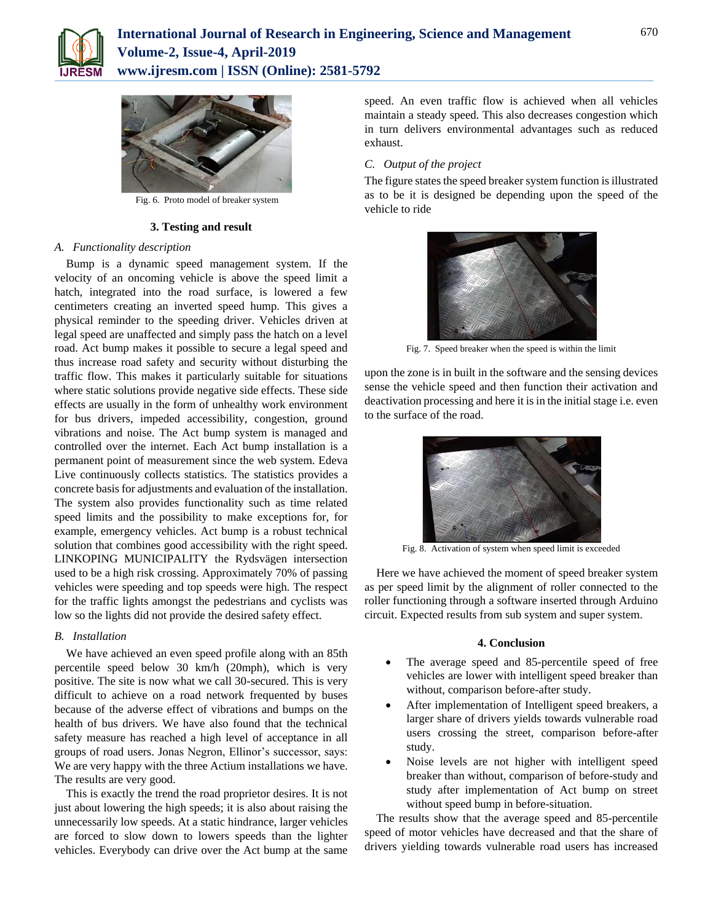Fig. 6. Proto model of breaker system

## 3. Testing and result

### A. Functionality description

Bump is a dynamic speed management system. If the velocity of an oncoming vehicle is above the speed limit a hatch, integrated into the road surface, is lowered a few centimeters creating an inverted speed hump. This gives a physical reminder to the speeding driver. Vehicles driven at legal speed are unaffected and simply pass the hatch on a level road. Act bump makes it possible to secure a legal speed and thus increase road safety and security without disturbing the traffic flow. This makes it particularly suitable for situations where static solutions provide negative side effects. These side effects are usually in the form of unhealthy work environment for bus drivers, impeded accessibility, congestion, ground vibrations and noise. The Act bump system is managed and controlled over the internet. Each Act bump installation is a permanent point of measurement since the web system. Edeva Live continuously collects statistics. The statistics provides a concrete basis for adjustments and evaluation of the installation. The system also provides functionality such as time related speed limits and the possibility to make exceptions for, for example, emergency vehicles. Act bump is a robust technical solution that combines good accessibility with the right speed. LINKOPING MUNICIPALITY the Rydsvägen intersection used to be a high risk crossing. Approximately 70% of passing vehicles were speeding and top speeds were high. The respect for the traffic lights amongst the pedestrians and cyclists was low so the lights did not provide the desired safety effect.

### B. Installation

We have achieved an even speed profile along with an 85th percentile speed below 30 km/h (20mph), which is very positive. The site is now what we call 30-secured. This is very difficult to achieve on a road network frequented by buses because of the adverse effect of vibrations and bumps on the health of bus drivers. We have also found that the technical safety measure has reached a high level of acceptance in all groups of road users. Jonas Negron, Ellinor's successor, says: We are very happy with the three Actium installations we have. The results are very good.

This is exactly the trend the road proprietor desires. It is not just about lowering the high speeds; it is also about raising the unnecessarily low speeds. At a static hindrance, larger vehicles are forced to slow down to lowers speeds than the lighter vehicles. Everybody can drive over the Act bump at the same speed. An even traffic flow is achieved when all vehicles maintain a steady speed. This also decreases congestion which in turn delivers environmental advantages such as reduced exhaust.

### C. Output of the project

The figure states the speed breaker system function is illustrated as to be it is designed be depending upon the speed of the vehicle to ride

Fig. 7. Speed breaker when the speed is within the limit

upon the zone is in built in the software and the sensing devices sense the vehicle speed and then function their activation and deactivation processing and here it is in the initial stage i.e. even to the surface of the road.

Fig. 8. Activation of system when speed limit is exceeded

Here we have achieved the moment of speed breaker system as per speed limit by the alignment of roller connected to the roller functioning through a software inserted through Arduino circuit. Expected results from sub system and super system.

## 4. Conclusion

- The average speed and 85-percentile speed of free vehicles are lower with intelligent speed breaker than without, comparison before-after study.
- After implementation of Intelligent speed breakers, a larger share of drivers yields towards vulnerable road users crossing the street, comparison before-after study.
- Noise levels are not higher with intelligent speed breaker than without, comparison of before-study and study after implementation of Act bump on street without speed bump in before-situation.

The results show that the average speed and 85-percentile speed of motor vehicles have decreased and that the share of drivers yielding towards vulnerable road users has increased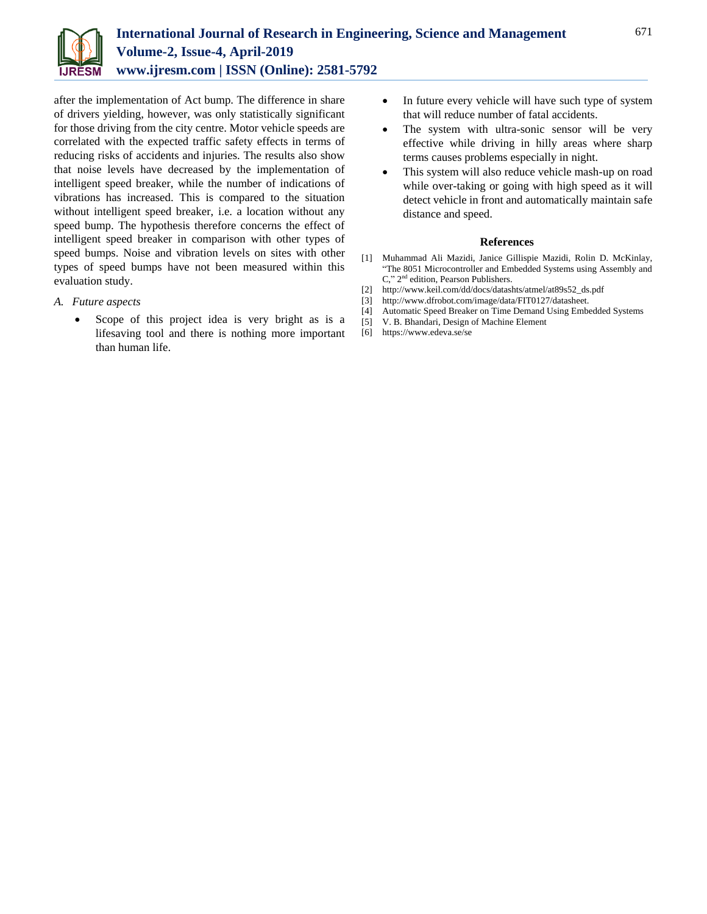after the implementation of Act bump. The difference in share of drivers yielding, however, was only statistically significant for those driving from the city centre. Motor vehicle speeds are correlated with the expected traffic safety effects in terms of reducing risks of accidents and injuries. The results also show that noise levels have decreased by the implementation of intelligent speed breaker, while the number of indications of vibrations has increased. This is compared to the situation without intelligent speed breaker, i.e. a location without any speed bump. The hypothesis therefore concerns the effect of intelligent speed breaker in comparison with other types of speed bumps. Noise and vibration levels on sites with other types of speed bumps have not been measured within this evaluation study.

### *A. Future aspects*

- Scope of this project idea is very bright as is a lifesaving tool and there is nothing more important than human life.
- In future every vehicle will have such type of system that will reduce number of fatal accidents.
- The system with ultra-sonic sensor will be very effective while driving in hilly areas where sharp terms causes problems especially in night.
- This system will also reduce vehicle mash-up on road while over-taking or going with high speed as it will detect vehicle in front and automatically maintain safe distance and speed.

## References

[1] Muhammad Ali Mazidi, Janice Gillispie Mazidi, Rolin D. McKinlay, "The 8051 Microcontroller and Embedded Systems using Assembly and C," 2nd edition, Pearson Publishers.
[2] http://www.keil.com/dd/docs/datashts/atmel/at89s52_ds.pdf
[3] http://www.dfrobot.com/image/data/FIT0127/datasheet.
[4] Automatic Speed Breaker on Time Demand Using Embedded Systems
[5] V. B. Bhandari, Design of Machine Element
[6] https://www.edeva.se/se